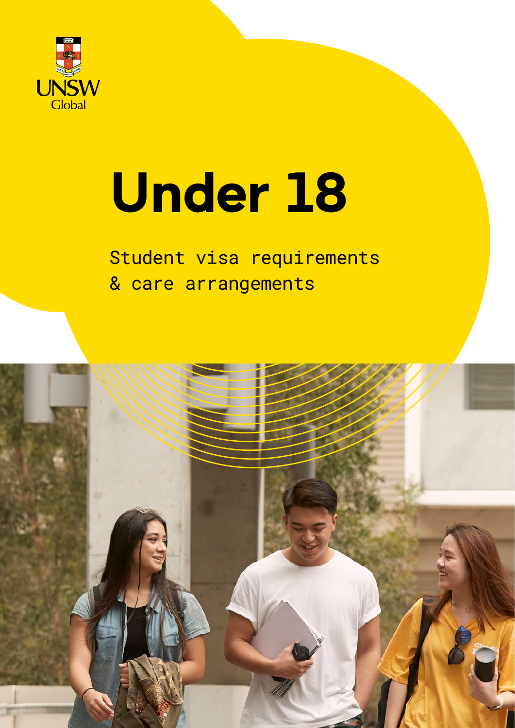UNSW Global

# Under 18

Student visa requirements
& care arrangements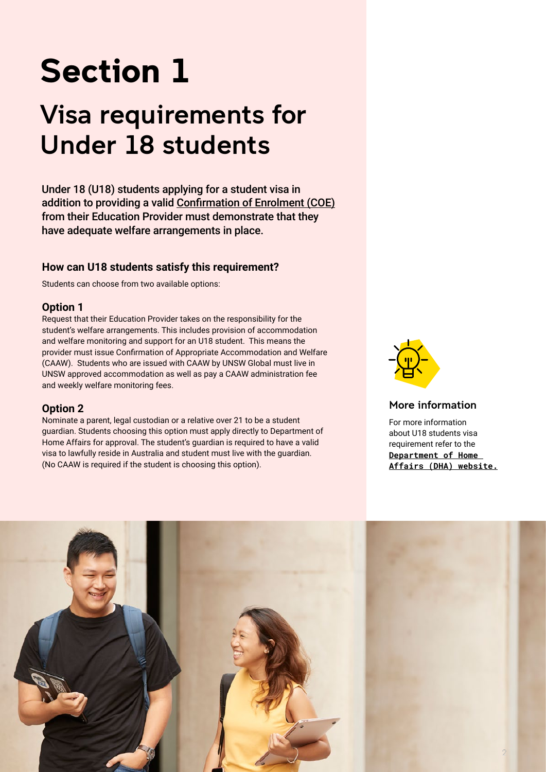# Section 1

## Visa requirements for Under 18 students

**Under 18 (U18) students applying for a student visa in addition to providing a valid Confirmation of Enrolment (COE) from their Education Provider must demonstrate that they have adequate welfare arrangements in place.**

### How can U18 students satisfy this requirement?

Students can choose from two available options:

#### Option 1

Request that their Education Provider takes on the responsibility for the student's welfare arrangements. This includes provision of accommodation and welfare monitoring and support for an U18 student. This means the provider must issue Confirmation of Appropriate Accommodation and Welfare (CAAW). Students who are issued with CAAW by UNSW Global must live in UNSW approved accommodation as well as pay a CAAW administration fee and weekly welfare monitoring fees.

#### Option 2

Nominate a parent, legal custodian or a relative over 21 to be a student guardian. Students choosing this option must apply directly to Department of Home Affairs for approval. The student's guardian is required to have a valid visa to lawfully reside in Australia and student must live with the guardian. (No CAAW is required if the student is choosing this option).

### More information

For more information about U18 students visa requirement refer to the **Department of Home Affairs (DHA) website.**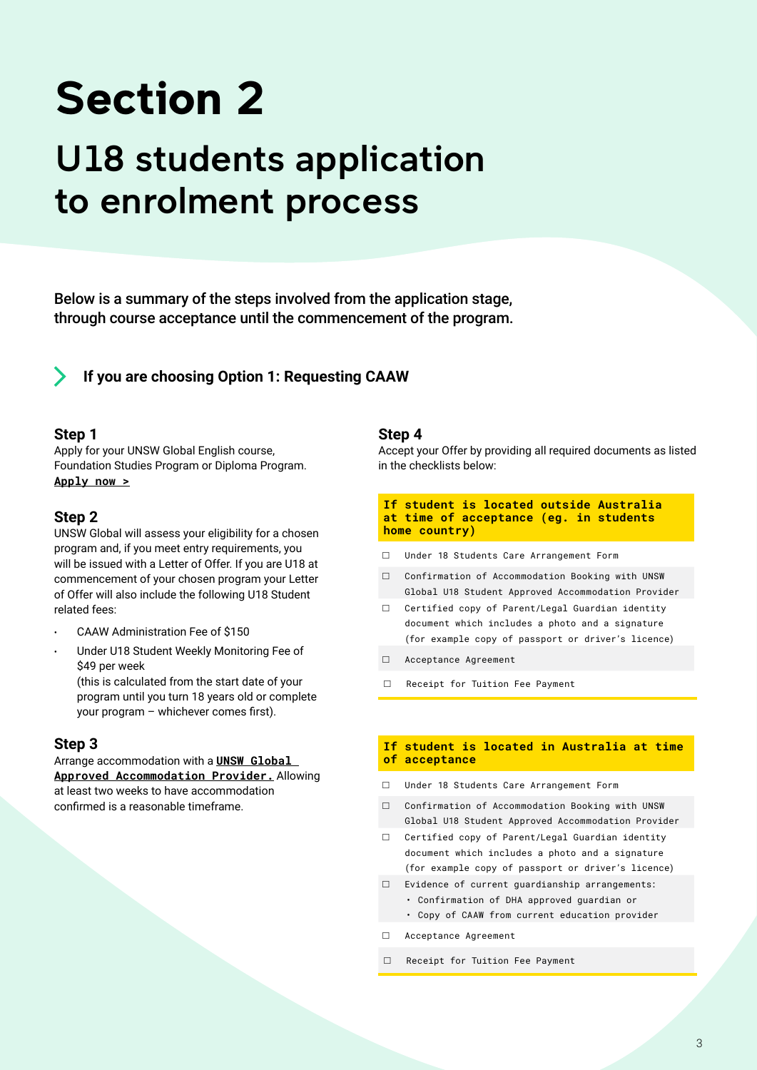# Section 2

## U18 students application to enrolment process

**Below is a summary of the steps involved from the application stage, through course acceptance until the commencement of the program.**

### If you are choosing Option 1: Requesting CAAW

#### Step 1

Apply for your UNSW Global English course, Foundation Studies Program or Diploma Program.
**Apply now >**

#### Step 2

UNSW Global will assess your eligibility for a chosen program and, if you meet entry requirements, you will be issued with a Letter of Offer. If you are U18 at commencement of your chosen program your Letter of Offer will also include the following U18 Student related fees:

- CAAW Administration Fee of $150
- Under U18 Student Weekly Monitoring Fee of $49 per week
  (this is calculated from the start date of your program until you turn 18 years old or complete your program – whichever comes first).

#### Step 3

Arrange accommodation with a **UNSW Global Approved Accommodation Provider.** Allowing at least two weeks to have accommodation confirmed is a reasonable timeframe.

#### Step 4

Accept your Offer by providing all required documents as listed in the checklists below:

**If student is located outside Australia at time of acceptance (eg. in students home country)**

- ☐ Under 18 Students Care Arrangement Form
- ☐ Confirmation of Accommodation Booking with UNSW Global U18 Student Approved Accommodation Provider
- ☐ Certified copy of Parent/Legal Guardian identity document which includes a photo and a signature (for example copy of passport or driver's licence)
- ☐ Acceptance Agreement
- ☐ Receipt for Tuition Fee Payment

**If student is located in Australia at time of acceptance**

- ☐ Under 18 Students Care Arrangement Form
- ☐ Confirmation of Accommodation Booking with UNSW Global U18 Student Approved Accommodation Provider
- ☐ Certified copy of Parent/Legal Guardian identity document which includes a photo and a signature (for example copy of passport or driver's licence)
- ☐ Evidence of current guardianship arrangements:
  - Confirmation of DHA approved guardian or
  - Copy of CAAW from current education provider
- ☐ Acceptance Agreement
- ☐ Receipt for Tuition Fee Payment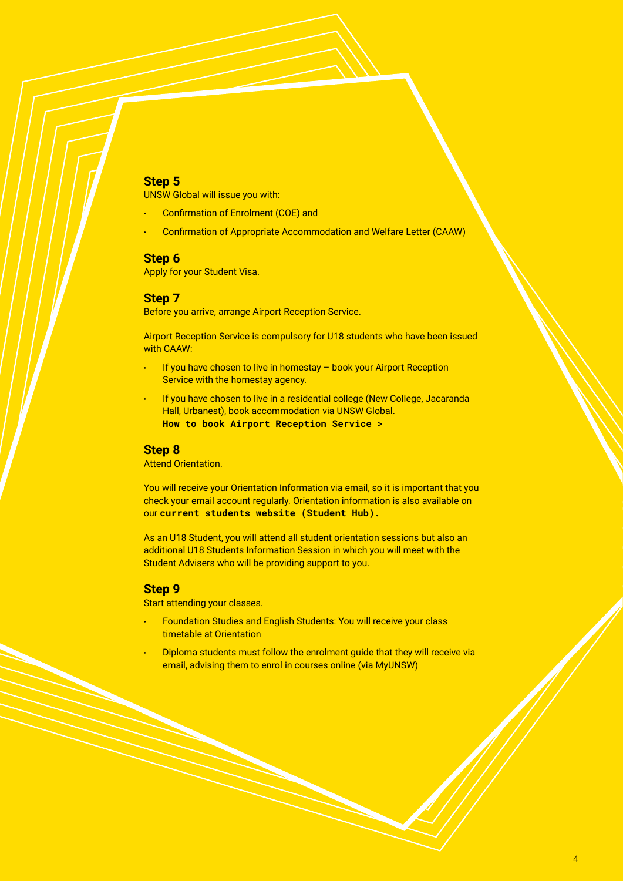### Step 5

UNSW Global will issue you with:

- Confirmation of Enrolment (COE) and
- Confirmation of Appropriate Accommodation and Welfare Letter (CAAW)

### Step 6

Apply for your Student Visa.

### Step 7

Before you arrive, arrange Airport Reception Service.

Airport Reception Service is compulsory for U18 students who have been issued with CAAW:

- If you have chosen to live in homestay – book your Airport Reception Service with the homestay agency.
- If you have chosen to live in a residential college (New College, Jacaranda Hall, Urbanest), book accommodation via UNSW Global.
  **How to book Airport Reception Service >**

### Step 8

Attend Orientation.

You will receive your Orientation Information via email, so it is important that you check your email account regularly. Orientation information is also available on our **current students website (Student Hub).**

As an U18 Student, you will attend all student orientation sessions but also an additional U18 Students Information Session in which you will meet with the Student Advisers who will be providing support to you.

### Step 9

Start attending your classes.

- Foundation Studies and English Students: You will receive your class timetable at Orientation
- Diploma students must follow the enrolment guide that they will receive via email, advising them to enrol in courses online (via MyUNSW)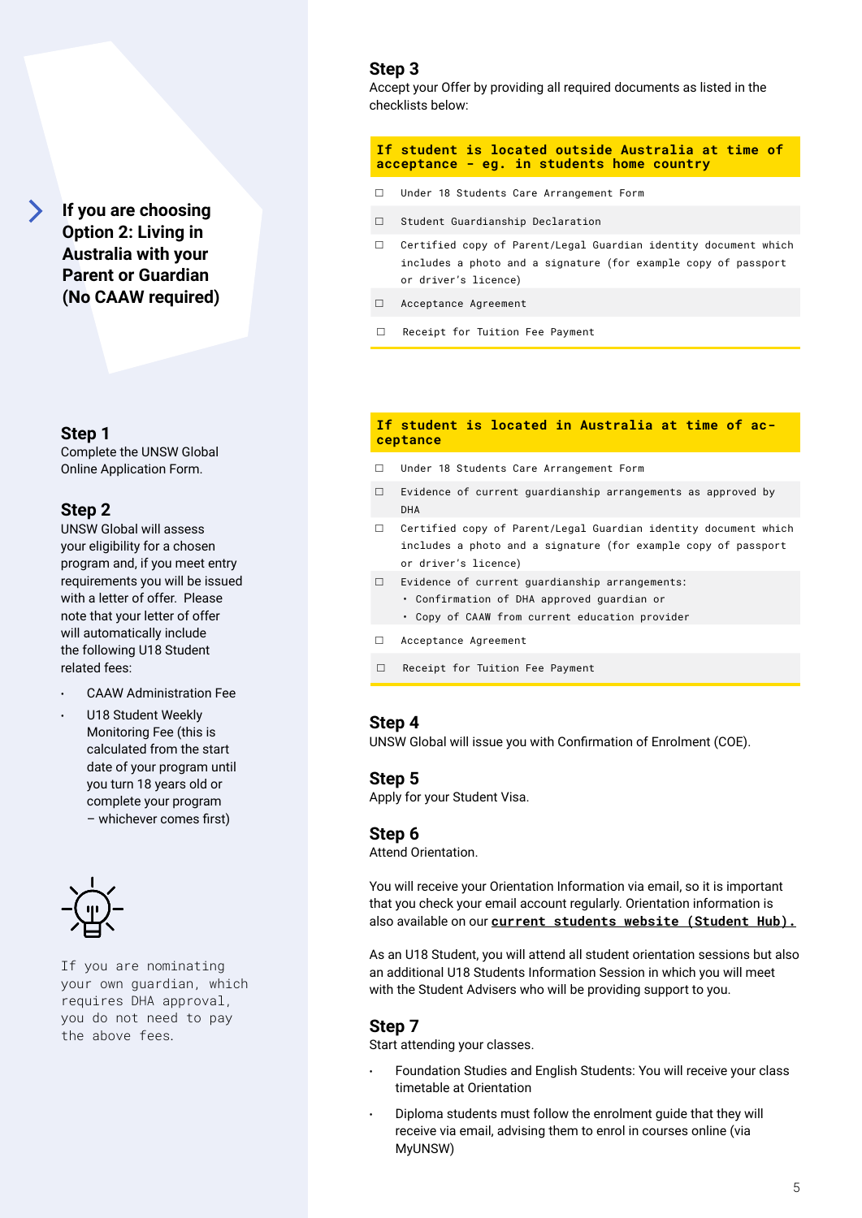## If you are choosing Option 2: Living in Australia with your Parent or Guardian (No CAAW required)

### Step 1

Complete the UNSW Global Online Application Form.

### Step 2

UNSW Global will assess your eligibility for a chosen program and, if you meet entry requirements you will be issued with a letter of offer. Please note that your letter of offer will automatically include the following U18 Student related fees:

- CAAW Administration Fee
- U18 Student Weekly Monitoring Fee (this is calculated from the start date of your program until you turn 18 years old or complete your program – whichever comes first)

If you are nominating your own guardian, which requires DHA approval, you do not need to pay the above fees.

### Step 3

Accept your Offer by providing all required documents as listed in the checklists below:

**If student is located outside Australia at time of acceptance - eg. in students home country**

- ☐ Under 18 Students Care Arrangement Form
- ☐ Student Guardianship Declaration
- ☐ Certified copy of Parent/Legal Guardian identity document which includes a photo and a signature (for example copy of passport or driver's licence)
- ☐ Acceptance Agreement
- ☐ Receipt for Tuition Fee Payment

**If student is located in Australia at time of acceptance**

- ☐ Under 18 Students Care Arrangement Form
- ☐ Evidence of current guardianship arrangements as approved by DHA
- ☐ Certified copy of Parent/Legal Guardian identity document which includes a photo and a signature (for example copy of passport or driver's licence)
- ☐ Evidence of current guardianship arrangements:
  - Confirmation of DHA approved guardian or
  - Copy of CAAW from current education provider
- ☐ Acceptance Agreement
- ☐ Receipt for Tuition Fee Payment

### Step 4

UNSW Global will issue you with Confirmation of Enrolment (COE).

### Step 5

Apply for your Student Visa.

### Step 6

Attend Orientation.

You will receive your Orientation Information via email, so it is important that you check your email account regularly. Orientation information is also available on our **current students website (Student Hub).**

As an U18 Student, you will attend all student orientation sessions but also an additional U18 Students Information Session in which you will meet with the Student Advisers who will be providing support to you.

### Step 7

Start attending your classes.

- Foundation Studies and English Students: You will receive your class timetable at Orientation
- Diploma students must follow the enrolment guide that they will receive via email, advising them to enrol in courses online (via MyUNSW)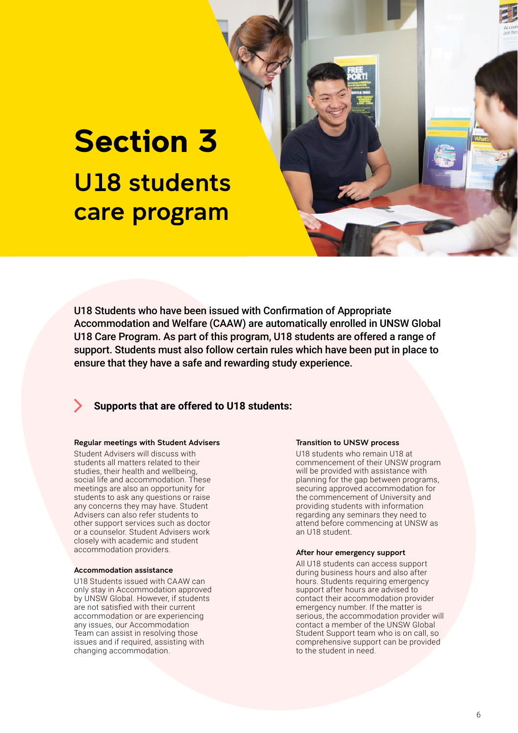# Section 3

## U18 students care program

**U18 Students who have been issued with Confirmation of Appropriate Accommodation and Welfare (CAAW) are automatically enrolled in UNSW Global U18 Care Program. As part of this program, U18 students are offered a range of support. Students must also follow certain rules which have been put in place to ensure that they have a safe and rewarding study experience.**

### Supports that are offered to U18 students:

#### Regular meetings with Student Advisers

Student Advisers will discuss with students all matters related to their studies, their health and wellbeing, social life and accommodation. These meetings are also an opportunity for students to ask any questions or raise any concerns they may have. Student Advisers can also refer students to other support services such as doctor or a counselor. Student Advisers work closely with academic and student accommodation providers.

#### Accommodation assistance

U18 Students issued with CAAW can only stay in Accommodation approved by UNSW Global. However, if students are not satisfied with their current accommodation or are experiencing any issues, our Accommodation Team can assist in resolving those issues and if required, assisting with changing accommodation.

#### Transition to UNSW process

U18 students who remain U18 at commencement of their UNSW program will be provided with assistance with planning for the gap between programs, securing approved accommodation for the commencement of University and providing students with information regarding any seminars they need to attend before commencing at UNSW as an U18 student.

#### After hour emergency support

All U18 students can access support during business hours and also after hours. Students requiring emergency support after hours are advised to contact their accommodation provider emergency number. If the matter is serious, the accommodation provider will contact a member of the UNSW Global Student Support team who is on call, so comprehensive support can be provided to the student in need.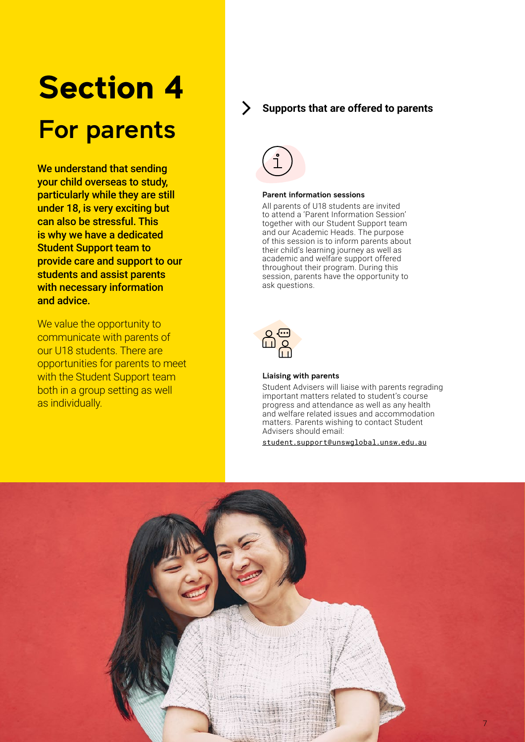# Section 4

## For parents

**We understand that sending your child overseas to study, particularly while they are still under 18, is very exciting but can also be stressful. This is why we have a dedicated Student Support team to provide care and support to our students and assist parents with necessary information and advice.**

We value the opportunity to communicate with parents of our U18 students. There are opportunities for parents to meet with the Student Support team both in a group setting as well as individually.

### Supports that are offered to parents

**Parent information sessions**

All parents of U18 students are invited to attend a 'Parent Information Session' together with our Student Support team and our Academic Heads. The purpose of this session is to inform parents about their child's learning journey as well as academic and welfare support offered throughout their program. During this session, parents have the opportunity to ask questions.

**Liaising with parents**

Student Advisers will liaise with parents regrading important matters related to student's course progress and attendance as well as any health and welfare related issues and accommodation matters. Parents wishing to contact Student Advisers should email:

student.support@unswglobal.unsw.edu.au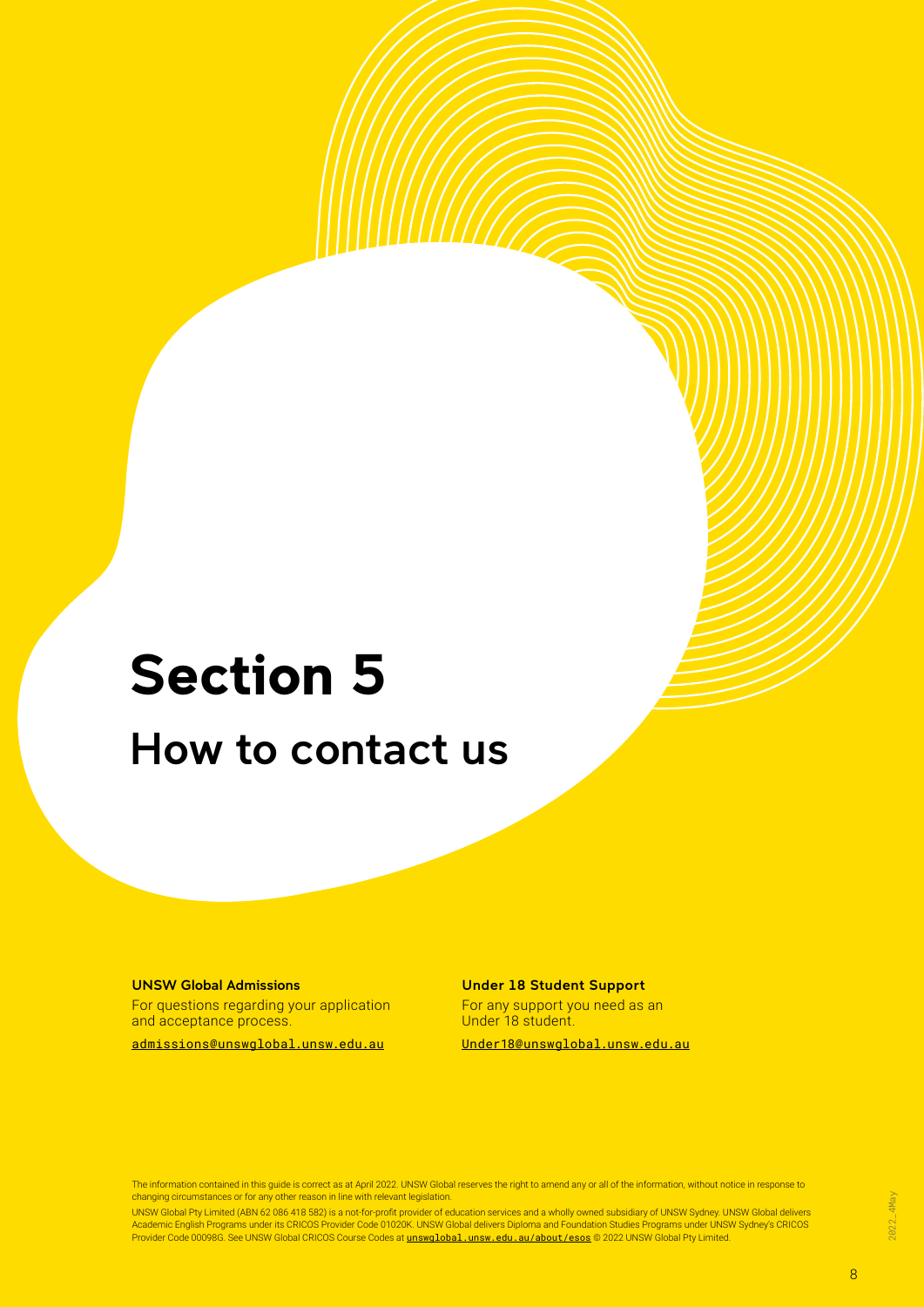# Section 5

## How to contact us

**UNSW Global Admissions**

For questions regarding your application and acceptance process.

admissions@unswglobal.unsw.edu.au

**Under 18 Student Support**

For any support you need as an Under 18 student.

Under18@unswglobal.unsw.edu.au

The information contained in this guide is correct as at April 2022. UNSW Global reserves the right to amend any or all of the information, without notice in response to changing circumstances or for any other reason in line with relevant legislation.

UNSW Global Pty Limited (ABN 62 086 418 582) is a not-for-profit provider of education services and a wholly owned subsidiary of UNSW Sydney. UNSW Global delivers Academic English Programs under its CRICOS Provider Code 01020K. UNSW Global delivers Diploma and Foundation Studies Programs under UNSW Sydney's CRICOS Provider Code 00098G. See UNSW Global CRICOS Course Codes at unswglobal.unsw.edu.au/about/esos © 2022 UNSW Global Pty Limited.

2022_4May